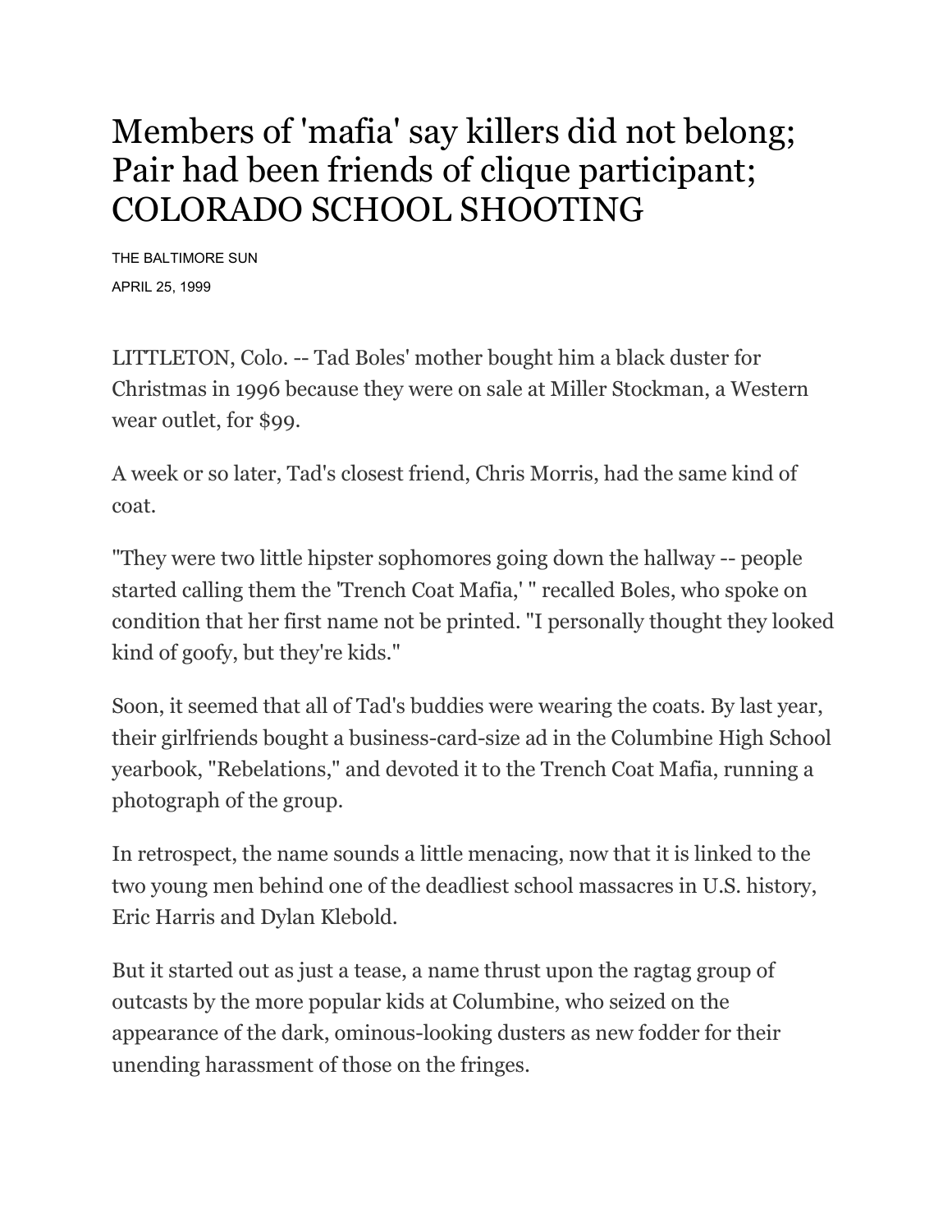# Members of 'mafia' say killers did not belong; Pair had been friends of clique participant; COLORADO SCHOOL SHOOTING

THE BALTIMORE SUN

APRIL 25, 1999

LITTLETON, Colo. -- Tad Boles' mother bought him a black duster for Christmas in 1996 because they were on sale at Miller Stockman, a Western wear outlet, for $99.

A week or so later, Tad's closest friend, Chris Morris, had the same kind of coat.

"They were two little hipster sophomores going down the hallway -- people started calling them the 'Trench Coat Mafia,' " recalled Boles, who spoke on condition that her first name not be printed. "I personally thought they looked kind of goofy, but they're kids."

Soon, it seemed that all of Tad's buddies were wearing the coats. By last year, their girlfriends bought a business-card-size ad in the Columbine High School yearbook, "Rebelations," and devoted it to the Trench Coat Mafia, running a photograph of the group.

In retrospect, the name sounds a little menacing, now that it is linked to the two young men behind one of the deadliest school massacres in U.S. history, Eric Harris and Dylan Klebold.

But it started out as just a tease, a name thrust upon the ragtag group of outcasts by the more popular kids at Columbine, who seized on the appearance of the dark, ominous-looking dusters as new fodder for their unending harassment of those on the fringes.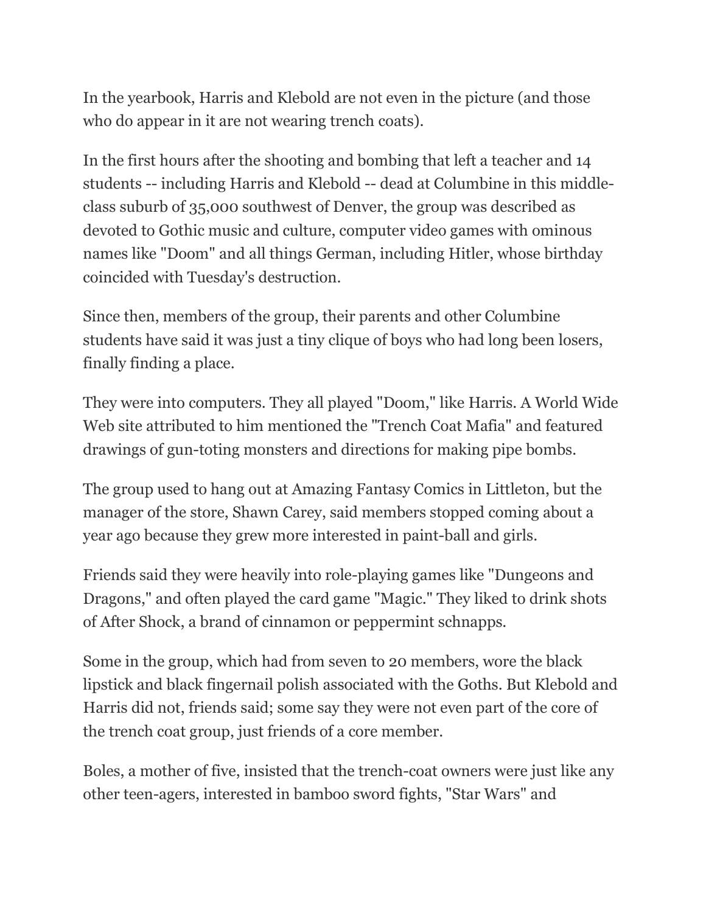In the yearbook, Harris and Klebold are not even in the picture (and those who do appear in it are not wearing trench coats).

In the first hours after the shooting and bombing that left a teacher and 14 students -- including Harris and Klebold -- dead at Columbine in this middle-class suburb of 35,000 southwest of Denver, the group was described as devoted to Gothic music and culture, computer video games with ominous names like "Doom" and all things German, including Hitler, whose birthday coincided with Tuesday's destruction.

Since then, members of the group, their parents and other Columbine students have said it was just a tiny clique of boys who had long been losers, finally finding a place.

They were into computers. They all played "Doom," like Harris. A World Wide Web site attributed to him mentioned the "Trench Coat Mafia" and featured drawings of gun-toting monsters and directions for making pipe bombs.

The group used to hang out at Amazing Fantasy Comics in Littleton, but the manager of the store, Shawn Carey, said members stopped coming about a year ago because they grew more interested in paint-ball and girls.

Friends said they were heavily into role-playing games like "Dungeons and Dragons," and often played the card game "Magic." They liked to drink shots of After Shock, a brand of cinnamon or peppermint schnapps.

Some in the group, which had from seven to 20 members, wore the black lipstick and black fingernail polish associated with the Goths. But Klebold and Harris did not, friends said; some say they were not even part of the core of the trench coat group, just friends of a core member.

Boles, a mother of five, insisted that the trench-coat owners were just like any other teen-agers, interested in bamboo sword fights, "Star Wars" and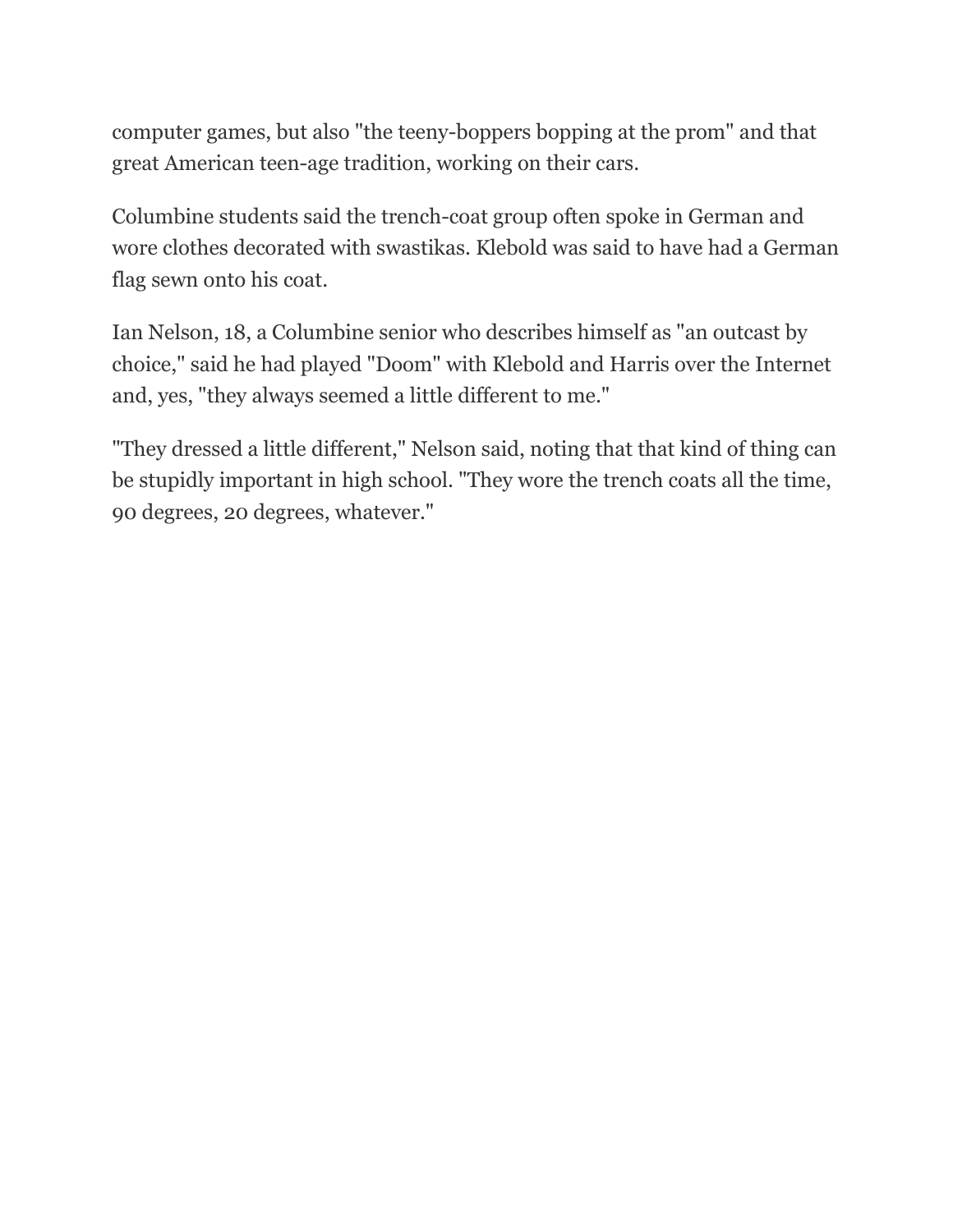computer games, but also "the teeny-boppers bopping at the prom" and that great American teen-age tradition, working on their cars.

Columbine students said the trench-coat group often spoke in German and wore clothes decorated with swastikas. Klebold was said to have had a German flag sewn onto his coat.

Ian Nelson, 18, a Columbine senior who describes himself as "an outcast by choice," said he had played "Doom" with Klebold and Harris over the Internet and, yes, "they always seemed a little different to me."

"They dressed a little different," Nelson said, noting that that kind of thing can be stupidly important in high school. "They wore the trench coats all the time, 90 degrees, 20 degrees, whatever."